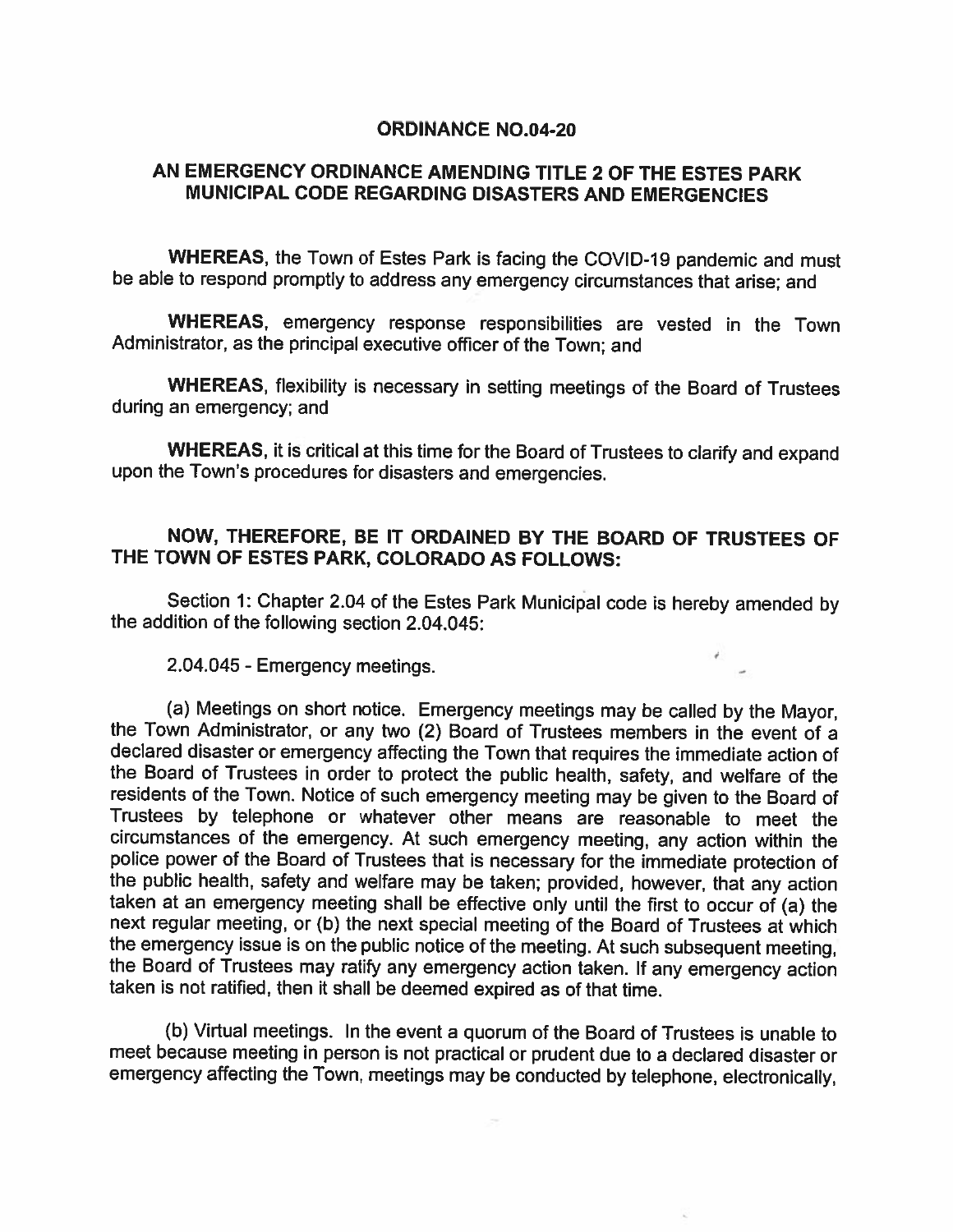# ORDINANCE NO.04-20

## AN EMERGENCY ORDINANCE AMENDING TITLE 2 OF THE ESTES PARK MUNICIPAL CODE REGARDING DISASTERS AND EMERGENCIES

**WHEREAS**, the Town of Estes Park is facing the COVID-19 pandemic and must be able to respond promptly to address any emergency circumstances that arise; and

**WHEREAS**, emergency response responsibilities are vested in the Town Administrator, as the principal executive officer of the Town; and

**WHEREAS**, flexibility is necessary in setting meetings of the Board of Trustees during an emergency; and

**WHEREAS**, it is critical at this time for the Board of Trustees to clarify and expand upon the Town's procedures for disasters and emergencies.

**NOW, THEREFORE, BE IT ORDAINED BY THE BOARD OF TRUSTEES OF THE TOWN OF ESTES PARK, COLORADO AS FOLLOWS:**

Section 1: Chapter 2.04 of the Estes Park Municipal code is hereby amended by the addition of the following section 2.04.045:

2.04.045 - Emergency meetings.

(a) Meetings on short notice. Emergency meetings may be called by the Mayor, the Town Administrator, or any two (2) Board of Trustees members in the event of a declared disaster or emergency affecting the Town that requires the immediate action of the Board of Trustees in order to protect the public health, safety, and welfare of the residents of the Town. Notice of such emergency meeting may be given to the Board of Trustees by telephone or whatever other means are reasonable to meet the circumstances of the emergency. At such emergency meeting, any action within the police power of the Board of Trustees that is necessary for the immediate protection of the public health, safety and welfare may be taken; provided, however, that any action taken at an emergency meeting shall be effective only until the first to occur of (a) the next regular meeting, or (b) the next special meeting of the Board of Trustees at which the emergency issue is on the public notice of the meeting. At such subsequent meeting, the Board of Trustees may ratify any emergency action taken. If any emergency action taken is not ratified, then it shall be deemed expired as of that time.

(b) Virtual meetings. In the event a quorum of the Board of Trustees is unable to meet because meeting in person is not practical or prudent due to a declared disaster or emergency affecting the Town, meetings may be conducted by telephone, electronically,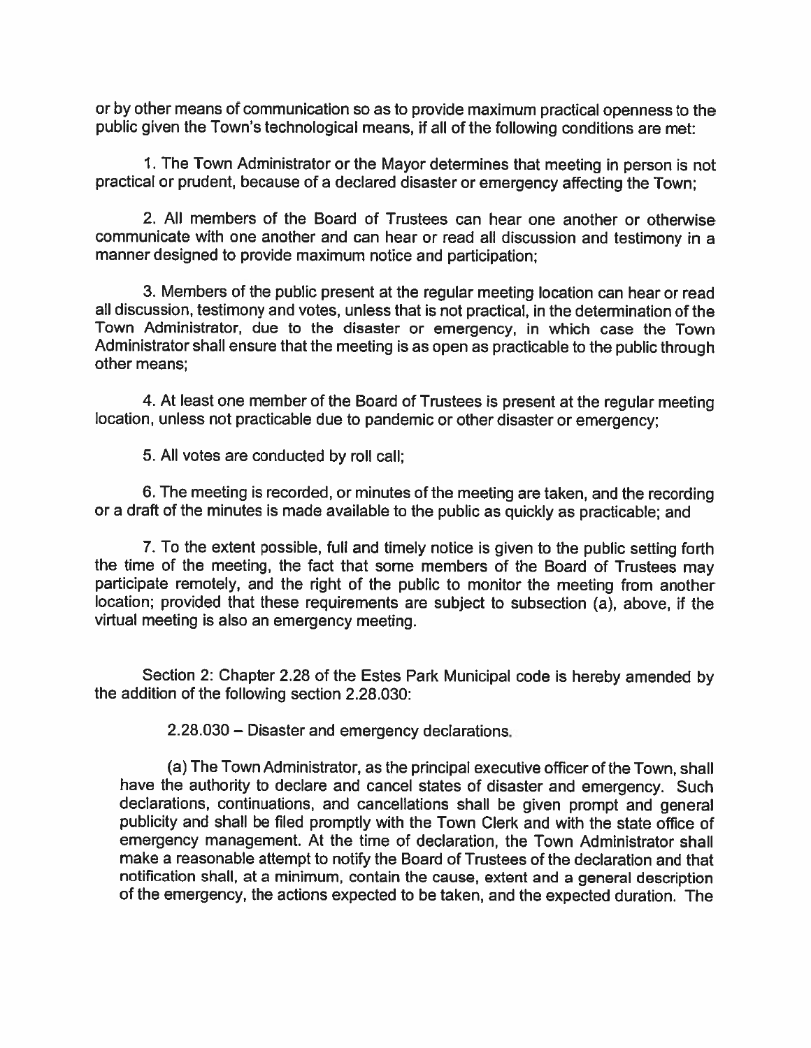or by other means of communication so as to provide maximum practical openness to the public given the Town's technological means, if all of the following conditions are met:

1. The Town Administrator or the Mayor determines that meeting in person is not practical or prudent, because of a declared disaster or emergency affecting the Town;

2. All members of the Board of Trustees can hear one another or otherwise communicate with one another and can hear or read all discussion and testimony in a manner designed to provide maximum notice and participation;

3. Members of the public present at the regular meeting location can hear or read all discussion, testimony and votes, unless that is not practical, in the determination of the Town Administrator, due to the disaster or emergency, in which case the Town Administrator shall ensure that the meeting is as open as practicable to the public through other means;

4. At least one member of the Board of Trustees is present at the regular meeting location, unless not practicable due to pandemic or other disaster or emergency;

5. All votes are conducted by roll call;

6. The meeting is recorded, or minutes of the meeting are taken, and the recording or a draft of the minutes is made available to the public as quickly as practicable; and

7. To the extent possible, full and timely notice is given to the public setting forth the time of the meeting, the fact that some members of the Board of Trustees may participate remotely, and the right of the public to monitor the meeting from another location; provided that these requirements are subject to subsection (a), above, if the virtual meeting is also an emergency meeting.

Section 2: Chapter 2.28 of the Estes Park Municipal code is hereby amended by the addition of the following section 2.28.030:

2.28.030 – Disaster and emergency declarations.

(a) The Town Administrator, as the principal executive officer of the Town, shall have the authority to declare and cancel states of disaster and emergency. Such declarations, continuations, and cancellations shall be given prompt and general publicity and shall be filed promptly with the Town Clerk and with the state office of emergency management. At the time of declaration, the Town Administrator shall make a reasonable attempt to notify the Board of Trustees of the declaration and that notification shall, at a minimum, contain the cause, extent and a general description of the emergency, the actions expected to be taken, and the expected duration. The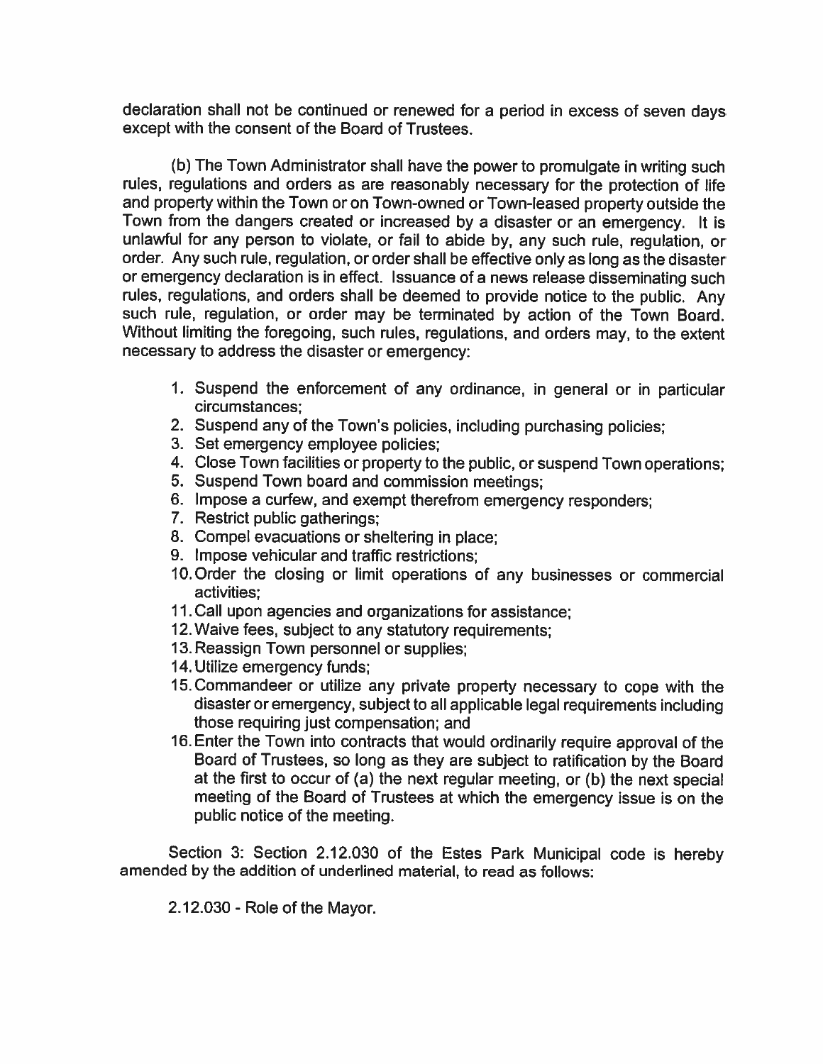declaration shall not be continued or renewed for a period in excess of seven days except with the consent of the Board of Trustees.

(b) The Town Administrator shall have the power to promulgate in writing such rules, regulations and orders as are reasonably necessary for the protection of life and property within the Town or on Town-owned or Town-leased property outside the Town from the dangers created or increased by a disaster or an emergency. It is unlawful for any person to violate, or fail to abide by, any such rule, regulation, or order. Any such rule, regulation, or order shall be effective only as long as the disaster or emergency declaration is in effect. Issuance of a news release disseminating such rules, regulations, and orders shall be deemed to provide notice to the public. Any such rule, regulation, or order may be terminated by action of the Town Board. Without limiting the foregoing, such rules, regulations, and orders may, to the extent necessary to address the disaster or emergency:

1. Suspend the enforcement of any ordinance, in general or in particular circumstances;
2. Suspend any of the Town's policies, including purchasing policies;
3. Set emergency employee policies;
4. Close Town facilities or property to the public, or suspend Town operations;
5. Suspend Town board and commission meetings;
6. Impose a curfew, and exempt therefrom emergency responders;
7. Restrict public gatherings;
8. Compel evacuations or sheltering in place;
9. Impose vehicular and traffic restrictions;
10. Order the closing or limit operations of any businesses or commercial activities;
11. Call upon agencies and organizations for assistance;
12. Waive fees, subject to any statutory requirements;
13. Reassign Town personnel or supplies;
14. Utilize emergency funds;
15. Commandeer or utilize any private property necessary to cope with the disaster or emergency, subject to all applicable legal requirements including those requiring just compensation; and
16. Enter the Town into contracts that would ordinarily require approval of the Board of Trustees, so long as they are subject to ratification by the Board at the first to occur of (a) the next regular meeting, or (b) the next special meeting of the Board of Trustees at which the emergency issue is on the public notice of the meeting.

Section 3: Section 2.12.030 of the Estes Park Municipal code is hereby amended by the addition of underlined material, to read as follows:

2.12.030 - Role of the Mayor.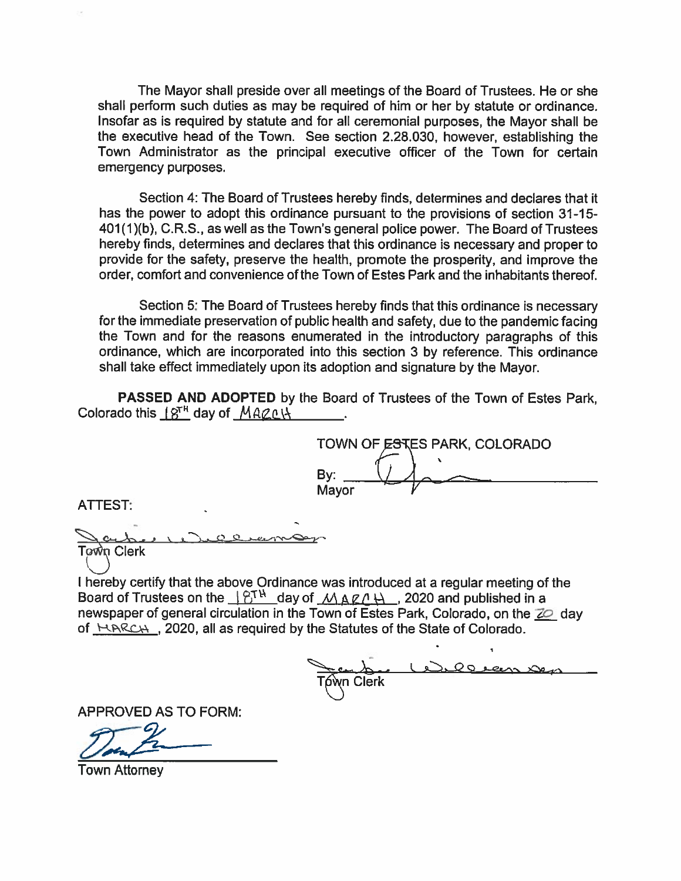The Mayor shall preside over all meetings of the Board of Trustees. He or she shall perform such duties as may be required of him or her by statute or ordinance. Insofar as is required by statute and for all ceremonial purposes, the Mayor shall be the executive head of the Town. See section 2.28.030, however, establishing the Town Administrator as the principal executive officer of the Town for certain emergency purposes.

Section 4: The Board of Trustees hereby finds, determines and declares that it has the power to adopt this ordinance pursuant to the provisions of section 31-15-401(1)(b), C.R.S., as well as the Town's general police power. The Board of Trustees hereby finds, determines and declares that this ordinance is necessary and proper to provide for the safety, preserve the health, promote the prosperity, and improve the order, comfort and convenience of the Town of Estes Park and the inhabitants thereof.

Section 5: The Board of Trustees hereby finds that this ordinance is necessary for the immediate preservation of public health and safety, due to the pandemic facing the Town and for the reasons enumerated in the introductory paragraphs of this ordinance, which are incorporated into this section 3 by reference. This ordinance shall take effect immediately upon its adoption and signature by the Mayor.

**PASSED AND ADOPTED** by the Board of Trustees of the Town of Estes Park, Colorado this 18TH day of MARCH.

TOWN OF ESTES PARK, COLORADO

By: ______________________
Mayor

ATTEST:

______________________
Town Clerk

I hereby certify that the above Ordinance was introduced at a regular meeting of the Board of Trustees on the 18TH day of MARCH, 2020 and published in a newspaper of general circulation in the Town of Estes Park, Colorado, on the 20 day of MARCH, 2020, all as required by the Statutes of the State of Colorado.

______________________
Town Clerk

APPROVED AS TO FORM:

______________________
Town Attorney